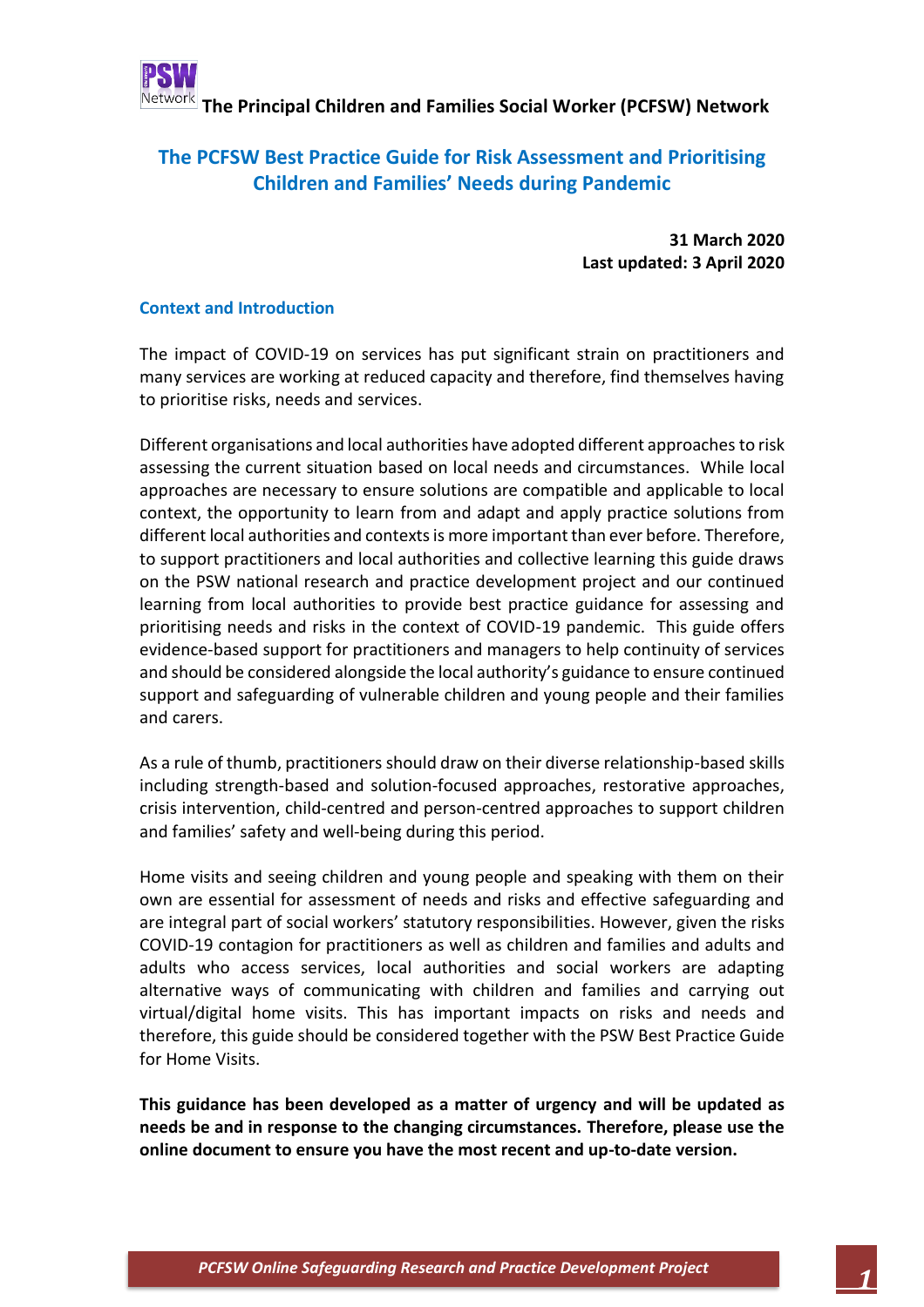**The Principal Children and Families Social Worker (PCFSW) Network**

# The PCFSW Best Practice Guide for Risk Assessment and Prioritising Children and Families' Needs during Pandemic

**31 March 2020**
**Last updated: 3 April 2020**

## Context and Introduction

The impact of COVID-19 on services has put significant strain on practitioners and many services are working at reduced capacity and therefore, find themselves having to prioritise risks, needs and services.

Different organisations and local authorities have adopted different approaches to risk assessing the current situation based on local needs and circumstances. While local approaches are necessary to ensure solutions are compatible and applicable to local context, the opportunity to learn from and adapt and apply practice solutions from different local authorities and contexts is more important than ever before. Therefore, to support practitioners and local authorities and collective learning this guide draws on the PSW national research and practice development project and our continued learning from local authorities to provide best practice guidance for assessing and prioritising needs and risks in the context of COVID-19 pandemic. This guide offers evidence-based support for practitioners and managers to help continuity of services and should be considered alongside the local authority's guidance to ensure continued support and safeguarding of vulnerable children and young people and their families and carers.

As a rule of thumb, practitioners should draw on their diverse relationship-based skills including strength-based and solution-focused approaches, restorative approaches, crisis intervention, child-centred and person-centred approaches to support children and families' safety and well-being during this period.

Home visits and seeing children and young people and speaking with them on their own are essential for assessment of needs and risks and effective safeguarding and are integral part of social workers' statutory responsibilities. However, given the risks COVID-19 contagion for practitioners as well as children and families and adults and adults who access services, local authorities and social workers are adapting alternative ways of communicating with children and families and carrying out virtual/digital home visits. This has important impacts on risks and needs and therefore, this guide should be considered together with the PSW Best Practice Guide for Home Visits.

**This guidance has been developed as a matter of urgency and will be updated as needs be and in response to the changing circumstances. Therefore, please use the online document to ensure you have the most recent and up-to-date version.**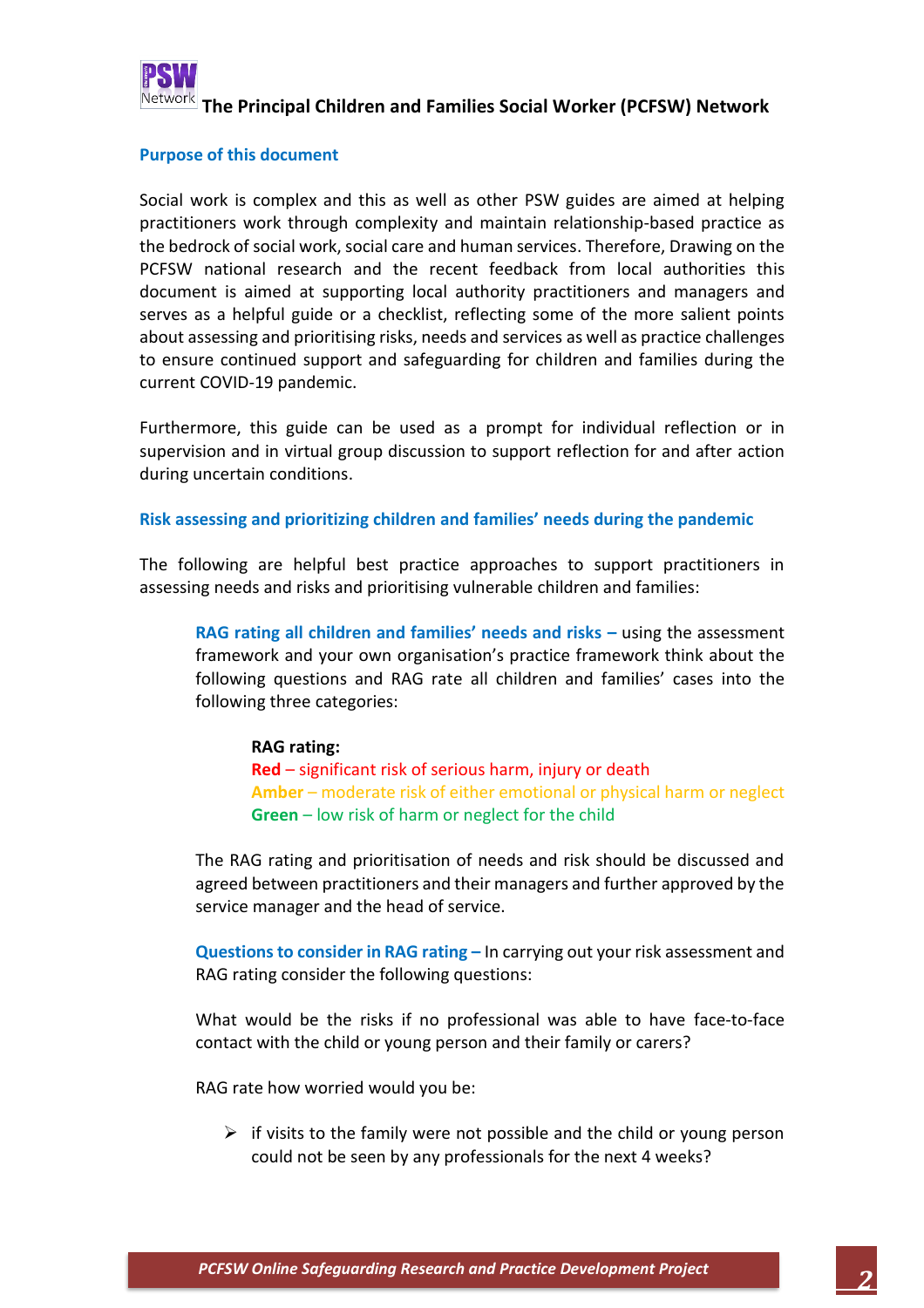**The Principal Children and Families Social Worker (PCFSW) Network**

## Purpose of this document

Social work is complex and this as well as other PSW guides are aimed at helping practitioners work through complexity and maintain relationship-based practice as the bedrock of social work, social care and human services. Therefore, Drawing on the PCFSW national research and the recent feedback from local authorities this document is aimed at supporting local authority practitioners and managers and serves as a helpful guide or a checklist, reflecting some of the more salient points about assessing and prioritising risks, needs and services as well as practice challenges to ensure continued support and safeguarding for children and families during the current COVID-19 pandemic.

Furthermore, this guide can be used as a prompt for individual reflection or in supervision and in virtual group discussion to support reflection for and after action during uncertain conditions.

## Risk assessing and prioritizing children and families' needs during the pandemic

The following are helpful best practice approaches to support practitioners in assessing needs and risks and prioritising vulnerable children and families:

**RAG rating all children and families' needs and risks –** using the assessment framework and your own organisation's practice framework think about the following questions and RAG rate all children and families' cases into the following three categories:

**RAG rating:**
**Red** – significant risk of serious harm, injury or death
**Amber** – moderate risk of either emotional or physical harm or neglect
**Green** – low risk of harm or neglect for the child

The RAG rating and prioritisation of needs and risk should be discussed and agreed between practitioners and their managers and further approved by the service manager and the head of service.

**Questions to consider in RAG rating –** In carrying out your risk assessment and RAG rating consider the following questions:

What would be the risks if no professional was able to have face-to-face contact with the child or young person and their family or carers?

RAG rate how worried would you be:

- if visits to the family were not possible and the child or young person could not be seen by any professionals for the next 4 weeks?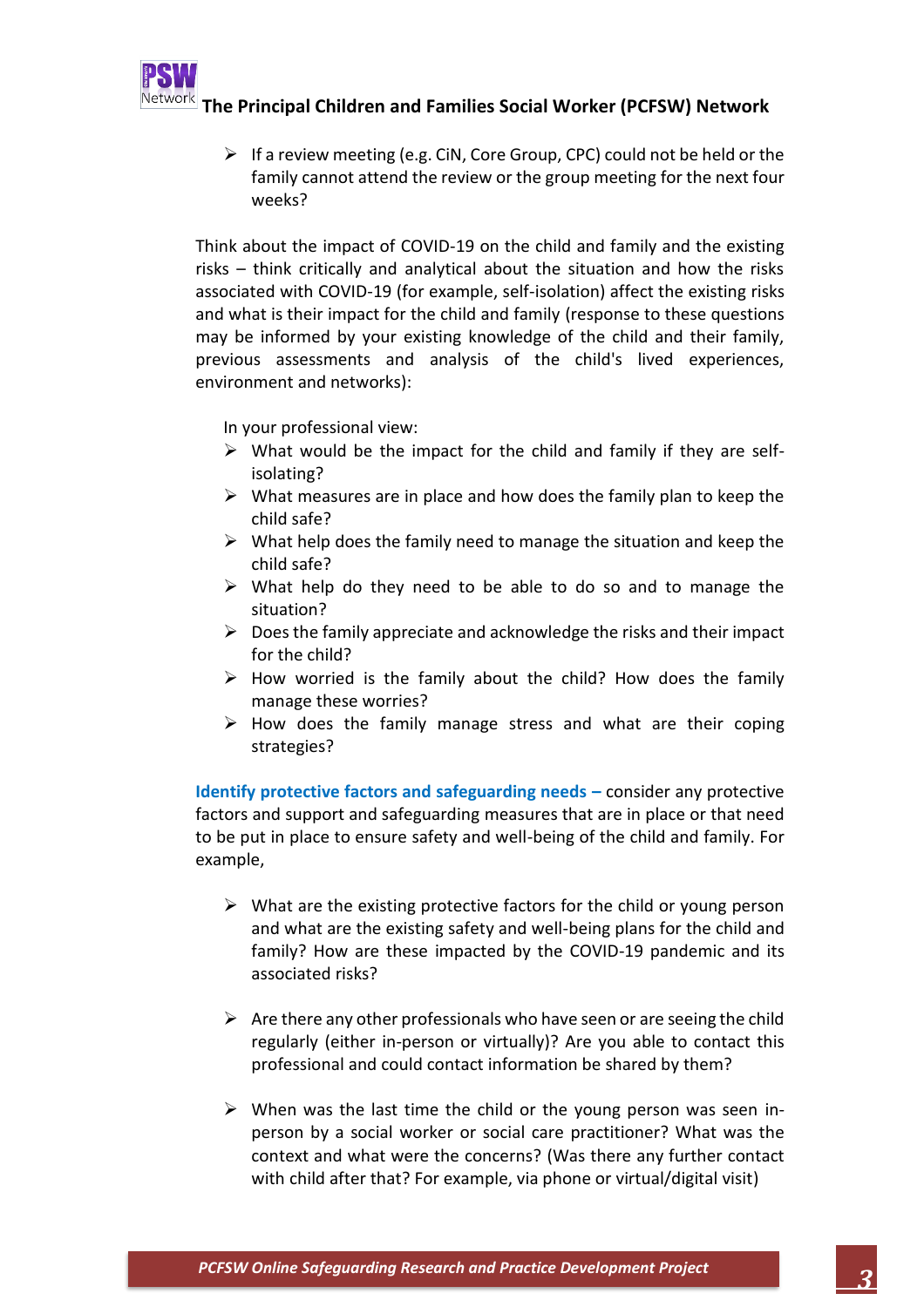- If a review meeting (e.g. CiN, Core Group, CPC) could not be held or the family cannot attend the review or the group meeting for the next four weeks?

Think about the impact of COVID-19 on the child and family and the existing risks – think critically and analytical about the situation and how the risks associated with COVID-19 (for example, self-isolation) affect the existing risks and what is their impact for the child and family (response to these questions may be informed by your existing knowledge of the child and their family, previous assessments and analysis of the child's lived experiences, environment and networks):

In your professional view:

- What would be the impact for the child and family if they are self-isolating?
- What measures are in place and how does the family plan to keep the child safe?
- What help does the family need to manage the situation and keep the child safe?
- What help do they need to be able to do so and to manage the situation?
- Does the family appreciate and acknowledge the risks and their impact for the child?
- How worried is the family about the child? How does the family manage these worries?
- How does the family manage stress and what are their coping strategies?

**Identify protective factors and safeguarding needs –** consider any protective factors and support and safeguarding measures that are in place or that need to be put in place to ensure safety and well-being of the child and family. For example,

- What are the existing protective factors for the child or young person and what are the existing safety and well-being plans for the child and family? How are these impacted by the COVID-19 pandemic and its associated risks?

- Are there any other professionals who have seen or are seeing the child regularly (either in-person or virtually)? Are you able to contact this professional and could contact information be shared by them?

- When was the last time the child or the young person was seen in-person by a social worker or social care practitioner? What was the context and what were the concerns? (Was there any further contact with child after that? For example, via phone or virtual/digital visit)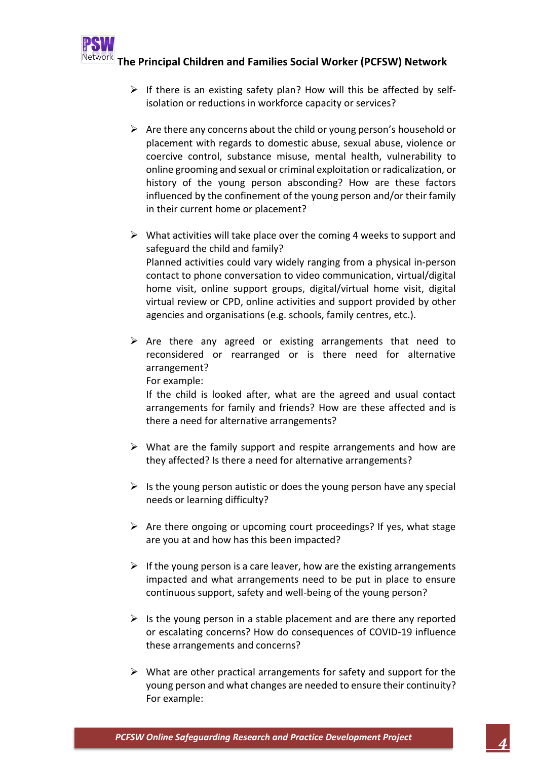- If there is an existing safety plan? How will this be affected by self-isolation or reductions in workforce capacity or services?

- Are there any concerns about the child or young person's household or placement with regards to domestic abuse, sexual abuse, violence or coercive control, substance misuse, mental health, vulnerability to online grooming and sexual or criminal exploitation or radicalization, or history of the young person absconding? How are these factors influenced by the confinement of the young person and/or their family in their current home or placement?

- What activities will take place over the coming 4 weeks to support and safeguard the child and family?
  Planned activities could vary widely ranging from a physical in-person contact to phone conversation to video communication, virtual/digital home visit, online support groups, digital/virtual home visit, digital virtual review or CPD, online activities and support provided by other agencies and organisations (e.g. schools, family centres, etc.).

- Are there any agreed or existing arrangements that need to reconsidered or rearranged or is there need for alternative arrangement?
  For example:
  If the child is looked after, what are the agreed and usual contact arrangements for family and friends? How are these affected and is there a need for alternative arrangements?

- What are the family support and respite arrangements and how are they affected? Is there a need for alternative arrangements?

- Is the young person autistic or does the young person have any special needs or learning difficulty?

- Are there ongoing or upcoming court proceedings? If yes, what stage are you at and how has this been impacted?

- If the young person is a care leaver, how are the existing arrangements impacted and what arrangements need to be put in place to ensure continuous support, safety and well-being of the young person?

- Is the young person in a stable placement and are there any reported or escalating concerns? How do consequences of COVID-19 influence these arrangements and concerns?

- What are other practical arrangements for safety and support for the young person and what changes are needed to ensure their continuity?
  For example: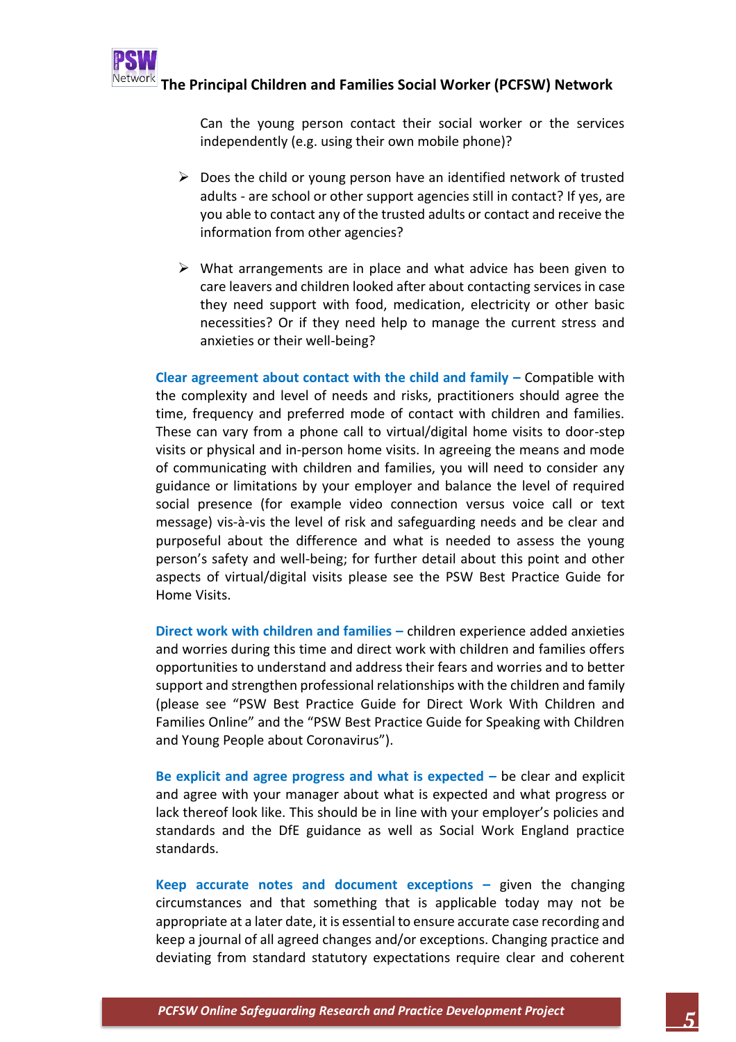Can the young person contact their social worker or the services independently (e.g. using their own mobile phone)?

- Does the child or young person have an identified network of trusted adults - are school or other support agencies still in contact? If yes, are you able to contact any of the trusted adults or contact and receive the information from other agencies?

- What arrangements are in place and what advice has been given to care leavers and children looked after about contacting services in case they need support with food, medication, electricity or other basic necessities? Or if they need help to manage the current stress and anxieties or their well-being?

**Clear agreement about contact with the child and family –** Compatible with the complexity and level of needs and risks, practitioners should agree the time, frequency and preferred mode of contact with children and families. These can vary from a phone call to virtual/digital home visits to door-step visits or physical and in-person home visits. In agreeing the means and mode of communicating with children and families, you will need to consider any guidance or limitations by your employer and balance the level of required social presence (for example video connection versus voice call or text message) vis-à-vis the level of risk and safeguarding needs and be clear and purposeful about the difference and what is needed to assess the young person's safety and well-being; for further detail about this point and other aspects of virtual/digital visits please see the PSW Best Practice Guide for Home Visits.

**Direct work with children and families –** children experience added anxieties and worries during this time and direct work with children and families offers opportunities to understand and address their fears and worries and to better support and strengthen professional relationships with the children and family (please see "PSW Best Practice Guide for Direct Work With Children and Families Online" and the "PSW Best Practice Guide for Speaking with Children and Young People about Coronavirus").

**Be explicit and agree progress and what is expected –** be clear and explicit and agree with your manager about what is expected and what progress or lack thereof look like. This should be in line with your employer's policies and standards and the DfE guidance as well as Social Work England practice standards.

**Keep accurate notes and document exceptions –** given the changing circumstances and that something that is applicable today may not be appropriate at a later date, it is essential to ensure accurate case recording and keep a journal of all agreed changes and/or exceptions. Changing practice and deviating from standard statutory expectations require clear and coherent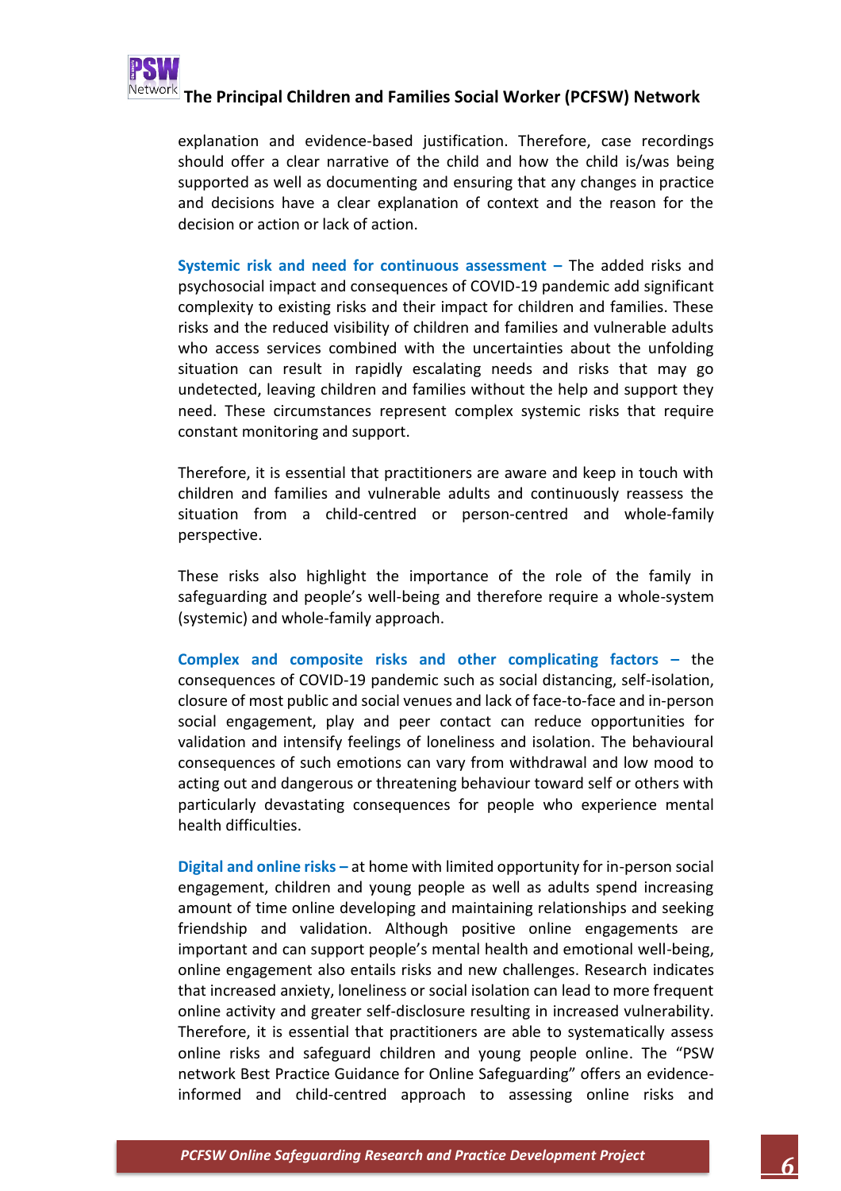explanation and evidence-based justification. Therefore, case recordings should offer a clear narrative of the child and how the child is/was being supported as well as documenting and ensuring that any changes in practice and decisions have a clear explanation of context and the reason for the decision or action or lack of action.

**Systemic risk and need for continuous assessment –** The added risks and psychosocial impact and consequences of COVID-19 pandemic add significant complexity to existing risks and their impact for children and families. These risks and the reduced visibility of children and families and vulnerable adults who access services combined with the uncertainties about the unfolding situation can result in rapidly escalating needs and risks that may go undetected, leaving children and families without the help and support they need. These circumstances represent complex systemic risks that require constant monitoring and support.

Therefore, it is essential that practitioners are aware and keep in touch with children and families and vulnerable adults and continuously reassess the situation from a child-centred or person-centred and whole-family perspective.

These risks also highlight the importance of the role of the family in safeguarding and people's well-being and therefore require a whole-system (systemic) and whole-family approach.

**Complex and composite risks and other complicating factors –** the consequences of COVID-19 pandemic such as social distancing, self-isolation, closure of most public and social venues and lack of face-to-face and in-person social engagement, play and peer contact can reduce opportunities for validation and intensify feelings of loneliness and isolation. The behavioural consequences of such emotions can vary from withdrawal and low mood to acting out and dangerous or threatening behaviour toward self or others with particularly devastating consequences for people who experience mental health difficulties.

**Digital and online risks –** at home with limited opportunity for in-person social engagement, children and young people as well as adults spend increasing amount of time online developing and maintaining relationships and seeking friendship and validation. Although positive online engagements are important and can support people's mental health and emotional well-being, online engagement also entails risks and new challenges. Research indicates that increased anxiety, loneliness or social isolation can lead to more frequent online activity and greater self-disclosure resulting in increased vulnerability. Therefore, it is essential that practitioners are able to systematically assess online risks and safeguard children and young people online. The "PSW network Best Practice Guidance for Online Safeguarding" offers an evidence-informed and child-centred approach to assessing online risks and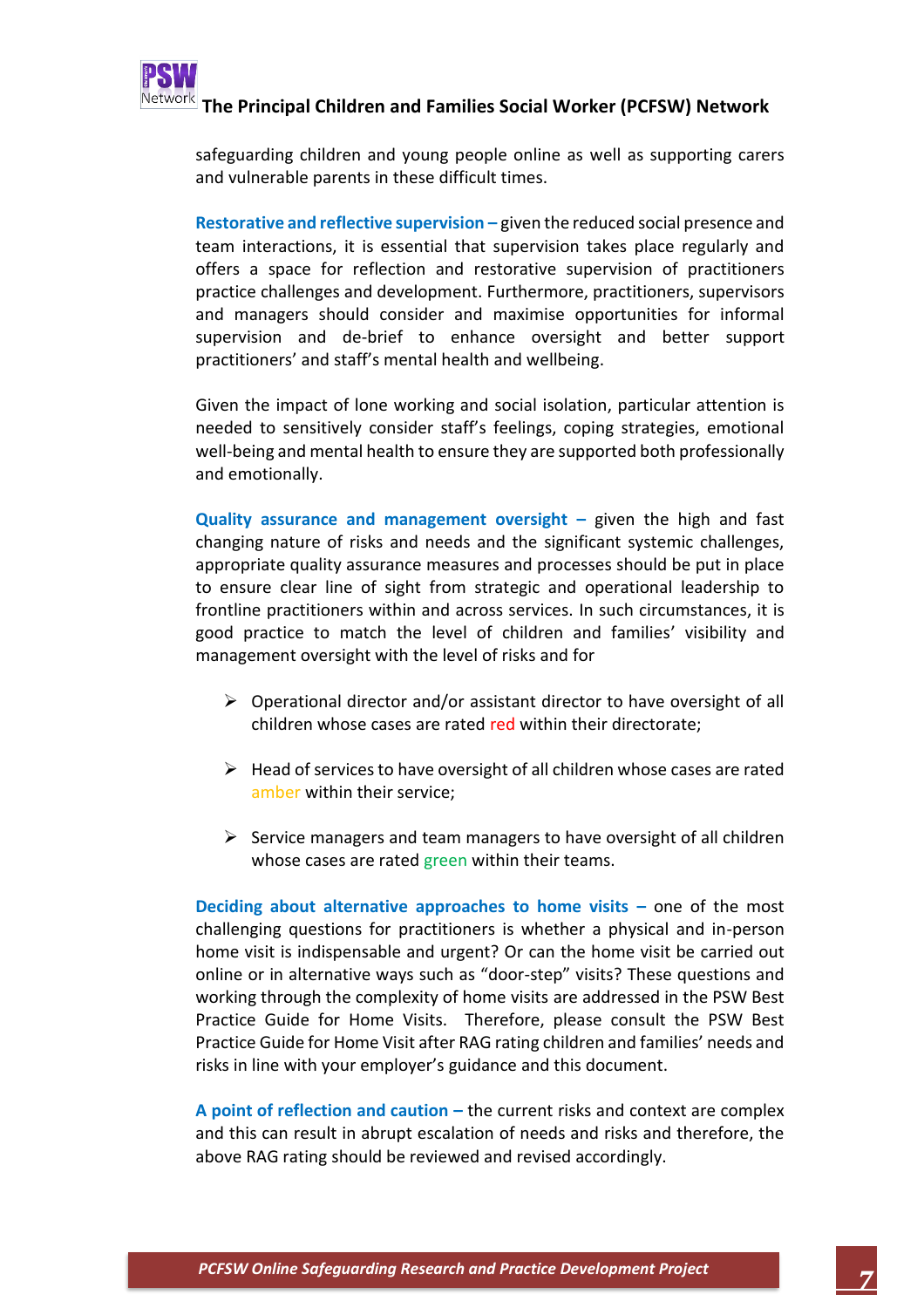safeguarding children and young people online as well as supporting carers and vulnerable parents in these difficult times.

**Restorative and reflective supervision –** given the reduced social presence and team interactions, it is essential that supervision takes place regularly and offers a space for reflection and restorative supervision of practitioners practice challenges and development. Furthermore, practitioners, supervisors and managers should consider and maximise opportunities for informal supervision and de-brief to enhance oversight and better support practitioners' and staff's mental health and wellbeing.

Given the impact of lone working and social isolation, particular attention is needed to sensitively consider staff's feelings, coping strategies, emotional well-being and mental health to ensure they are supported both professionally and emotionally.

**Quality assurance and management oversight –** given the high and fast changing nature of risks and needs and the significant systemic challenges, appropriate quality assurance measures and processes should be put in place to ensure clear line of sight from strategic and operational leadership to frontline practitioners within and across services. In such circumstances, it is good practice to match the level of children and families' visibility and management oversight with the level of risks and for

- Operational director and/or assistant director to have oversight of all children whose cases are rated red within their directorate;
- Head of services to have oversight of all children whose cases are rated amber within their service;
- Service managers and team managers to have oversight of all children whose cases are rated green within their teams.

**Deciding about alternative approaches to home visits –** one of the most challenging questions for practitioners is whether a physical and in-person home visit is indispensable and urgent? Or can the home visit be carried out online or in alternative ways such as "door-step" visits? These questions and working through the complexity of home visits are addressed in the PSW Best Practice Guide for Home Visits. Therefore, please consult the PSW Best Practice Guide for Home Visit after RAG rating children and families' needs and risks in line with your employer's guidance and this document.

**A point of reflection and caution –** the current risks and context are complex and this can result in abrupt escalation of needs and risks and therefore, the above RAG rating should be reviewed and revised accordingly.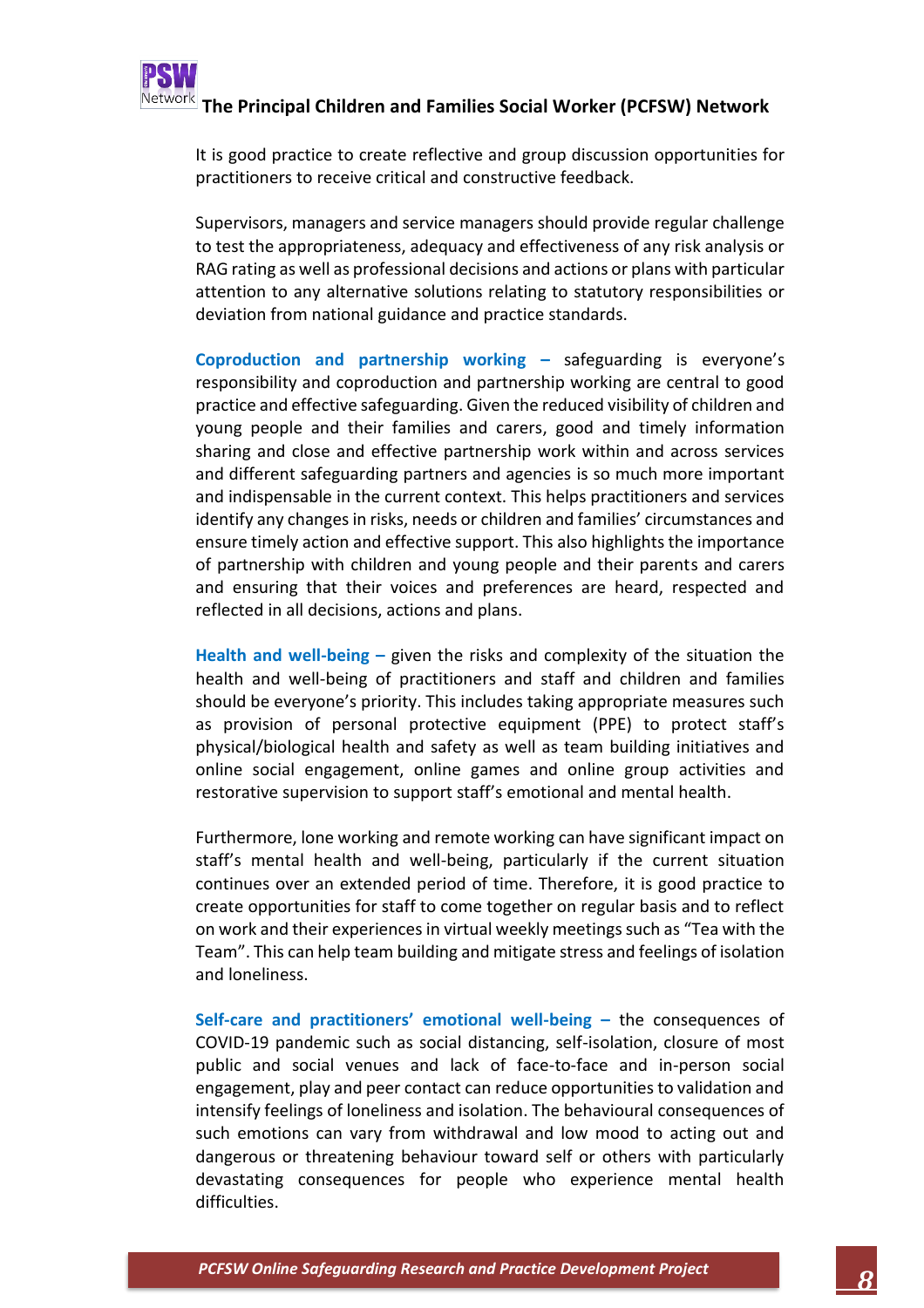It is good practice to create reflective and group discussion opportunities for practitioners to receive critical and constructive feedback.

Supervisors, managers and service managers should provide regular challenge to test the appropriateness, adequacy and effectiveness of any risk analysis or RAG rating as well as professional decisions and actions or plans with particular attention to any alternative solutions relating to statutory responsibilities or deviation from national guidance and practice standards.

**Coproduction and partnership working –** safeguarding is everyone's responsibility and coproduction and partnership working are central to good practice and effective safeguarding. Given the reduced visibility of children and young people and their families and carers, good and timely information sharing and close and effective partnership work within and across services and different safeguarding partners and agencies is so much more important and indispensable in the current context. This helps practitioners and services identify any changes in risks, needs or children and families' circumstances and ensure timely action and effective support. This also highlights the importance of partnership with children and young people and their parents and carers and ensuring that their voices and preferences are heard, respected and reflected in all decisions, actions and plans.

**Health and well-being –** given the risks and complexity of the situation the health and well-being of practitioners and staff and children and families should be everyone's priority. This includes taking appropriate measures such as provision of personal protective equipment (PPE) to protect staff's physical/biological health and safety as well as team building initiatives and online social engagement, online games and online group activities and restorative supervision to support staff's emotional and mental health.

Furthermore, lone working and remote working can have significant impact on staff's mental health and well-being, particularly if the current situation continues over an extended period of time. Therefore, it is good practice to create opportunities for staff to come together on regular basis and to reflect on work and their experiences in virtual weekly meetings such as "Tea with the Team". This can help team building and mitigate stress and feelings of isolation and loneliness.

**Self-care and practitioners' emotional well-being –** the consequences of COVID-19 pandemic such as social distancing, self-isolation, closure of most public and social venues and lack of face-to-face and in-person social engagement, play and peer contact can reduce opportunities to validation and intensify feelings of loneliness and isolation. The behavioural consequences of such emotions can vary from withdrawal and low mood to acting out and dangerous or threatening behaviour toward self or others with particularly devastating consequences for people who experience mental health difficulties.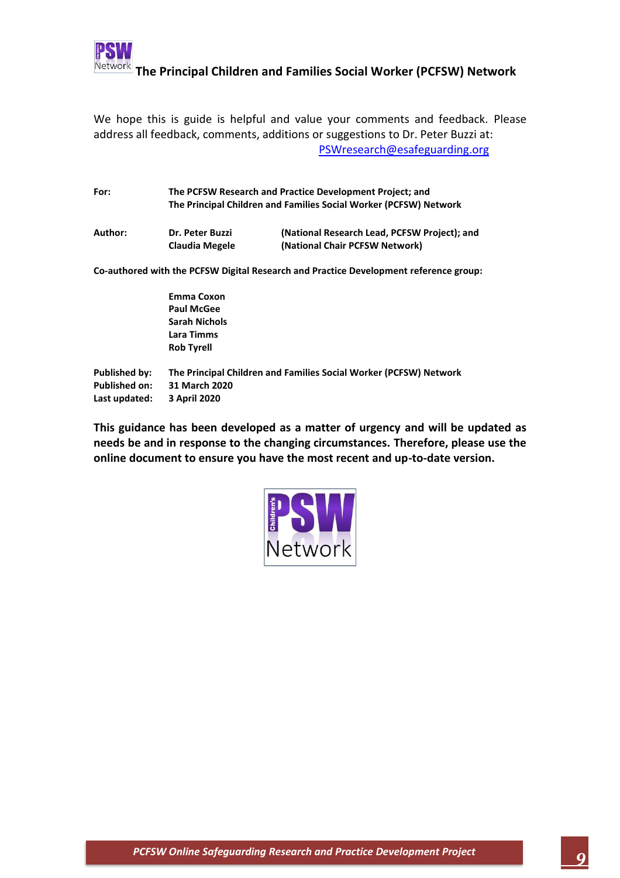We hope this is guide is helpful and value your comments and feedback. Please address all feedback, comments, additions or suggestions to Dr. Peter Buzzi at: PSWresearch@esafeguarding.org

| | | |
|---|---|---|
| **For:** | **The PCFSW Research and Practice Development Project; and The Principal Children and Families Social Worker (PCFSW) Network** | |
| **Author:** | **Dr. Peter Buzzi** | **(National Research Lead, PCFSW Project); and** |
| | **Claudia Megele** | **(National Chair PCFSW Network)** |

**Co-authored with the PCFSW Digital Research and Practice Development reference group:**

**Emma Coxon**
**Paul McGee**
**Sarah Nichols**
**Lara Timms**
**Rob Tyrell**

| | |
|---|---|
| **Published by:** | **The Principal Children and Families Social Worker (PCFSW) Network** |
| **Published on:** | **31 March 2020** |
| **Last updated:** | **3 April 2020** |

**This guidance has been developed as a matter of urgency and will be updated as needs be and in response to the changing circumstances. Therefore, please use the online document to ensure you have the most recent and up-to-date version.**